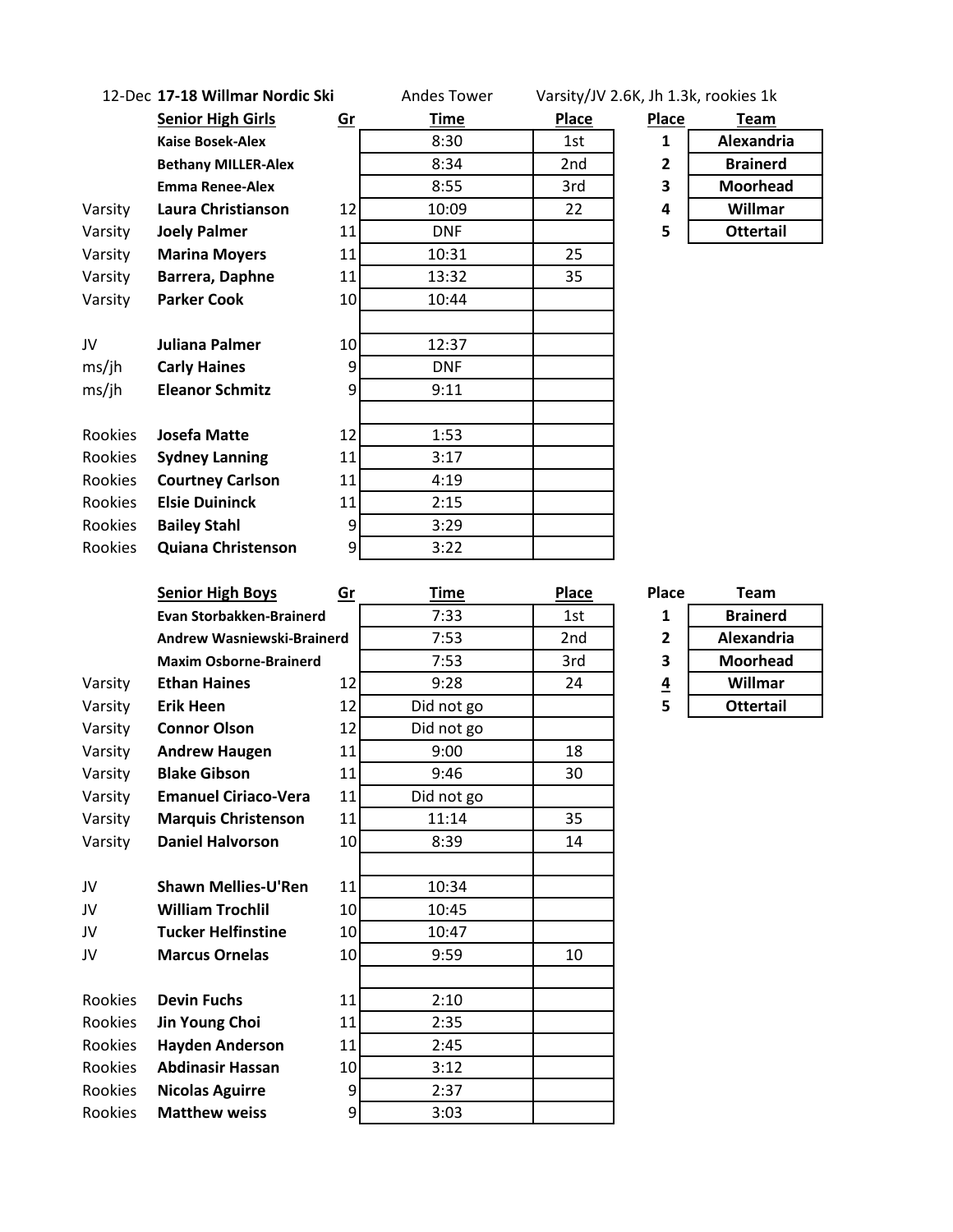12-Dec **17-18 Willmar Nordic Ski** Andes Tower Varsity/JV 2.6K, Jh 1.3k, rookies 1k

| | **Senior High Girls** | **Gr** | **Time** | **Place** |
|---|---|---|---|---|
| | **Kaise Bosek-Alex** | | 8:30 | 1st |
| | **Bethany MILLER-Alex** | | 8:34 | 2nd |
| | **Emma Renee-Alex** | | 8:55 | 3rd |
| Varsity | **Laura Christianson** | 12 | 10:09 | 22 |
| Varsity | **Joely Palmer** | 11 | DNF | |
| Varsity | **Marina Moyers** | 11 | 10:31 | 25 |
| Varsity | **Barrera, Daphne** | 11 | 13:32 | 35 |
| Varsity | **Parker Cook** | 10 | 10:44 | |
| | | | | |
| JV | **Juliana Palmer** | 10 | 12:37 | |
| ms/jh | **Carly Haines** | 9 | DNF | |
| ms/jh | **Eleanor Schmitz** | 9 | 9:11 | |
| | | | | |
| Rookies | **Josefa Matte** | 12 | 1:53 | |
| Rookies | **Sydney Lanning** | 11 | 3:17 | |
| Rookies | **Courtney Carlson** | 11 | 4:19 | |
| Rookies | **Elsie Duininck** | 11 | 2:15 | |
| Rookies | **Bailey Stahl** | 9 | 3:29 | |
| Rookies | **Quiana Christenson** | 9 | 3:22 | |

| **Place** | **Team** |
|---|---|
| **1** | **Alexandria** |
| **2** | **Brainerd** |
| **3** | **Moorhead** |
| **4** | **Willmar** |
| **5** | **Ottertail** |

| | **Senior High Boys** | **Gr** | **Time** | **Place** |
|---|---|---|---|---|
| | **Evan Storbakken-Brainerd** | | 7:33 | 1st |
| | **Andrew Wasniewski-Brainerd** | | 7:53 | 2nd |
| | **Maxim Osborne-Brainerd** | | 7:53 | 3rd |
| Varsity | **Ethan Haines** | 12 | 9:28 | 24 |
| Varsity | **Erik Heen** | 12 | Did not go | |
| Varsity | **Connor Olson** | 12 | Did not go | |
| Varsity | **Andrew Haugen** | 11 | 9:00 | 18 |
| Varsity | **Blake Gibson** | 11 | 9:46 | 30 |
| Varsity | **Emanuel Ciriaco-Vera** | 11 | Did not go | |
| Varsity | **Marquis Christenson** | 11 | 11:14 | 35 |
| Varsity | **Daniel Halvorson** | 10 | 8:39 | 14 |
| | | | | |
| JV | **Shawn Mellies-U'Ren** | 11 | 10:34 | |
| JV | **William Trochlil** | 10 | 10:45 | |
| JV | **Tucker Helfinstine** | 10 | 10:47 | |
| JV | **Marcus Ornelas** | 10 | 9:59 | 10 |
| | | | | |
| Rookies | **Devin Fuchs** | 11 | 2:10 | |
| Rookies | **Jin Young Choi** | 11 | 2:35 | |
| Rookies | **Hayden Anderson** | 11 | 2:45 | |
| Rookies | **Abdinasir Hassan** | 10 | 3:12 | |
| Rookies | **Nicolas Aguirre** | 9 | 2:37 | |
| Rookies | **Matthew weiss** | 9 | 3:03 | |

| **Place** | **Team** |
|---|---|
| **1** | **Brainerd** |
| **2** | **Alexandria** |
| **3** | **Moorhead** |
| **4** | **Willmar** |
| **5** | **Ottertail** |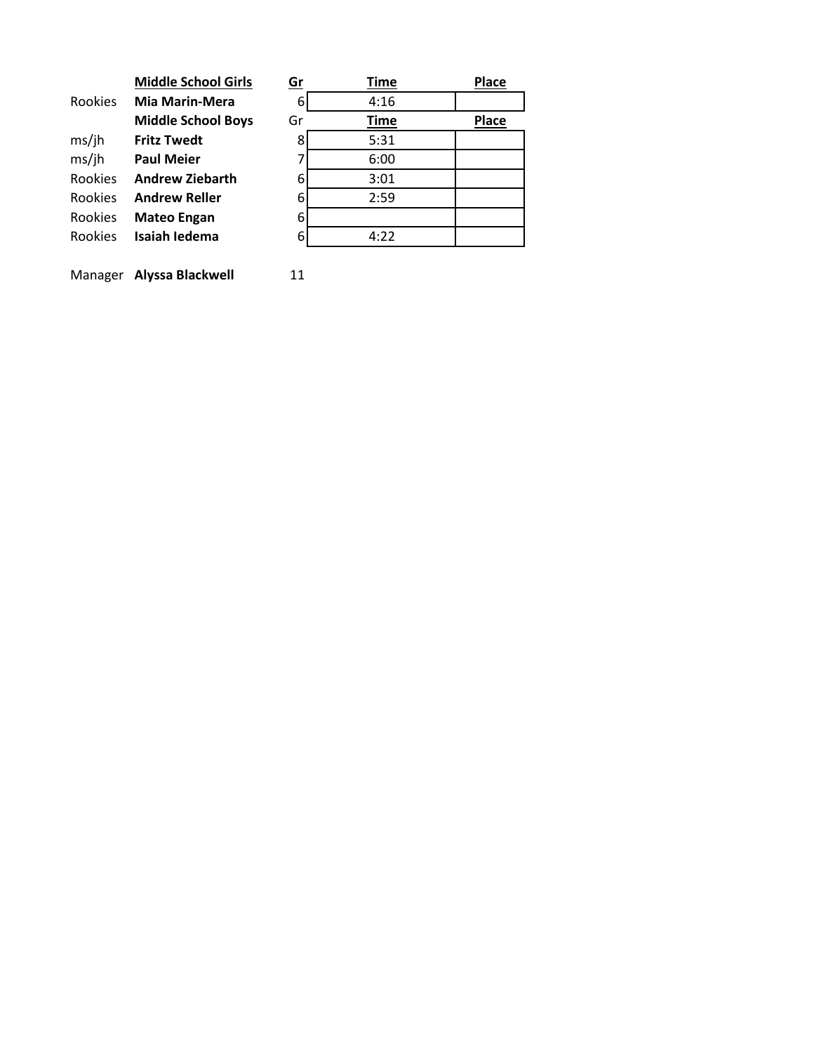| | Middle School Girls | Gr | Time | Place |
|---|---|---|---|---|
| Rookies | **Mia Marin-Mera** | 6 | 4:16 | |
| | **Middle School Boys** | Gr | **Time** | **Place** |
| ms/jh | **Fritz Twedt** | 8 | 5:31 | |
| ms/jh | **Paul Meier** | 7 | 6:00 | |
| Rookies | **Andrew Ziebarth** | 6 | 3:01 | |
| Rookies | **Andrew Reller** | 6 | 2:59 | |
| Rookies | **Mateo Engan** | 6 | | |
| Rookies | **Isaiah Iedema** | 6 | 4:22 | |
| | | | | |
| Manager | **Alyssa Blackwell** | 11 | | |